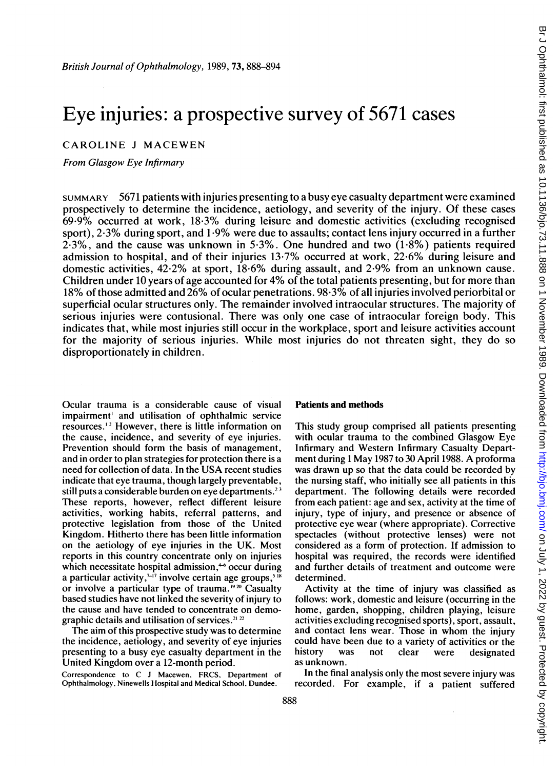# Eye injuries: a prospective survey of 5671 cases

CAROLINE J MACEWEN

*From Glasgow Eye Infirmary*

SUMMARY 5671 patients with injuries presenting to a busy eye casualty department were examined prospectively to determine the incidence, aetiology, and severity of the injury. Of these cases 69·9% occurred at work, 18·3% during leisure and domestic activities (excluding recognised sport), 2·3% during sport, and 1·9% were due to assaults; contact lens injury occurred in a further 2·3%, and the cause was unknown in 5·3%. One hundred and two (1·8%) patients required admission to hospital, and of their injuries 13·7% occurred at work, 22·6% during leisure and domestic activities, 42·2% at sport, 18·6% during assault, and 2·9% from an unknown cause. Children under 10 years of age accounted for 4% of the total patients presenting, but for more than 18% of those admitted and 26% of ocular penetrations. 98·3% of all injuries involved periorbital or superficial ocular structures only. The remainder involved intraocular structures. The majority of serious injuries were contusional. There was only one case of intraocular foreign body. This indicates that, while most injuries still occur in the workplace, sport and leisure activities account for the majority of serious injuries. While most injuries do not threaten sight, they do so disproportionately in children.

Ocular trauma is a considerable cause of visual impairment[1] and utilisation of ophthalmic service resources.[1,2] However, there is little information on the cause, incidence, and severity of eye injuries. Prevention should form the basis of management, and in order to plan strategies for protection there is a need for collection of data. In the USA recent studies indicate that eye trauma, though largely preventable, still puts a considerable burden on eye departments.[2,3] These reports, however, reflect different leisure activities, working habits, referral patterns, and protective legislation from those of the United Kingdom. Hitherto there has been little information on the aetiology of eye injuries in the UK. Most reports in this country concentrate only on injuries which necessitate hospital admission,[4-6] occur during a particular activity,[7-17] involve certain age groups,[5,18] or involve a particular type of trauma.[19,20] Casualty based studies have not linked the severity of injury to the cause and have tended to concentrate on demographic details and utilisation of services.[21,22]

The aim of this prospective study was to determine the incidence, aetiology, and severity of eye injuries presenting to a busy eye casualty department in the United Kingdom over a 12-month period.

Correspondence to C J Macewen, FRCS, Department of Ophthalmology, Ninewells Hospital and Medical School, Dundee.

## Patients and methods

This study group comprised all patients presenting with ocular trauma to the combined Glasgow Eye Infirmary and Western Infirmary Casualty Department during 1 May 1987 to 30 April 1988. A proforma was drawn up so that the data could be recorded by the nursing staff, who initially see all patients in this department. The following details were recorded from each patient: age and sex, activity at the time of injury, type of injury, and presence or absence of protective eye wear (where appropriate). Corrective spectacles (without protective lenses) were not considered as a form of protection. If admission to hospital was required, the records were identified and further details of treatment and outcome were determined.

Activity at the time of injury was classified as follows: work, domestic and leisure (occurring in the home, garden, shopping, children playing, leisure activities excluding recognised sports), sport, assault, and contact lens wear. Those in whom the injury could have been due to a variety of activities or the history was not clear were designated as unknown.

In the final analysis only the most severe injury was recorded. For example, if a patient suffered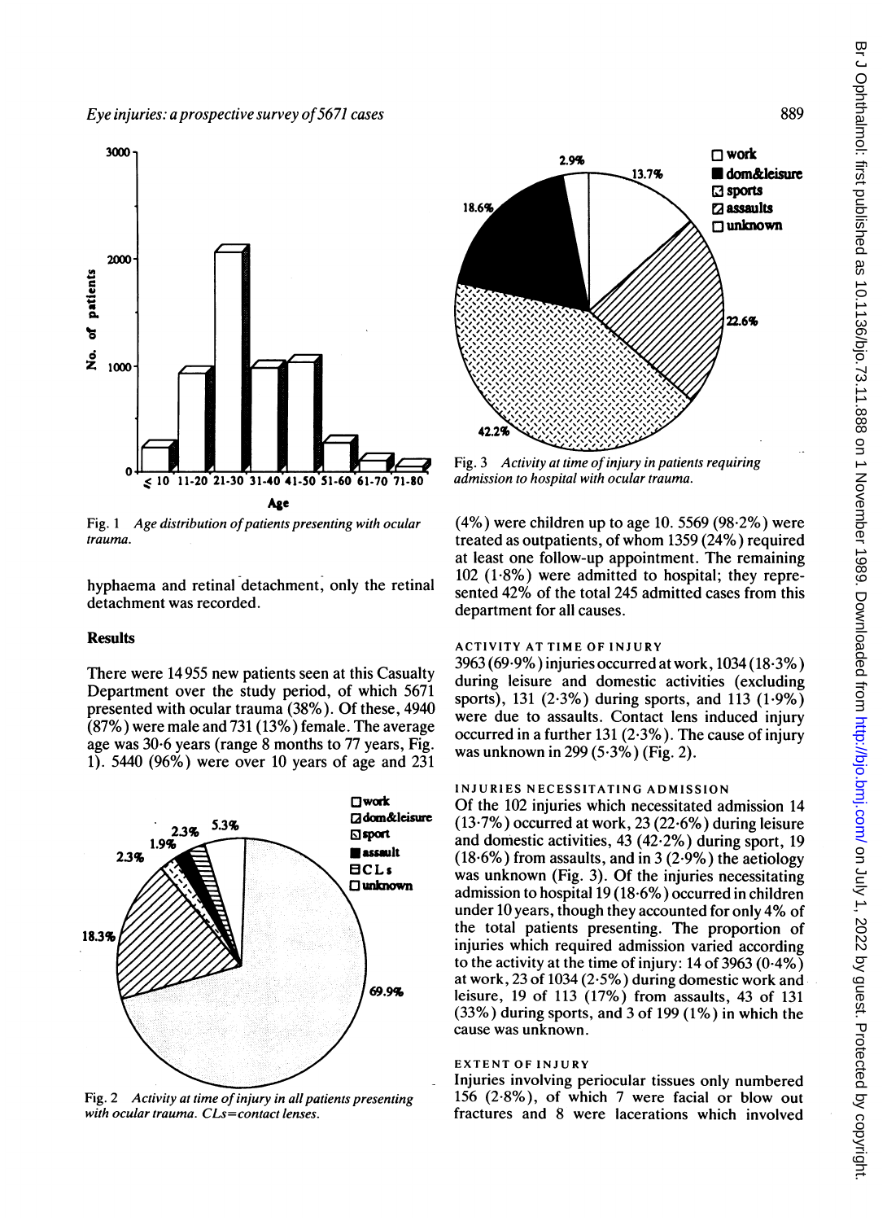Fig. 1 *Age distribution of patients presenting with ocular trauma.*

hyphaema and retinal detachment, only the retinal detachment was recorded.

## Results

There were 14 955 new patients seen at this Casualty Department over the study period, of which 5671 presented with ocular trauma (38%). Of these, 4940 (87%) were male and 731 (13%) female. The average age was 30·6 years (range 8 months to 77 years, Fig. 1). 5440 (96%) were over 10 years of age and 231 (4%) were children up to age 10. 5569 (98·2%) were treated as outpatients, of whom 1359 (24%) required at least one follow-up appointment. The remaining 102 (1·8%) were admitted to hospital; they represented 42% of the total 245 admitted cases from this department for all causes.

Fig. 2 *Activity at time of injury in all patients presenting with ocular trauma. CLs=contact lenses.*

### ACTIVITY AT TIME OF INJURY

3963 (69·9%) injuries occurred at work, 1034 (18·3%) during leisure and domestic activities (excluding sports), 131 (2·3%) during sports, and 113 (1·9%) were due to assaults. Contact lens induced injury occurred in a further 131 (2·3%). The cause of injury was unknown in 299 (5·3%) (Fig. 2).

Fig. 3 *Activity at time of injury in patients requiring admission to hospital with ocular trauma.*

### INJURIES NECESSITATING ADMISSION

Of the 102 injuries which necessitated admission 14 (13·7%) occurred at work, 23 (22·6%) during leisure and domestic activities, 43 (42·2%) during sport, 19 (18·6%) from assaults, and in 3 (2·9%) the aetiology was unknown (Fig. 3). Of the injuries necessitating admission to hospital 19 (18·6%) occurred in children under 10 years, though they accounted for only 4% of the total patients presenting. The proportion of injuries which required admission varied according to the activity at the time of injury: 14 of 3963 (0·4%) at work, 23 of 1034 (2·5%) during domestic work and leisure, 19 of 113 (17%) from assaults, 43 of 131 (33%) during sports, and 3 of 199 (1%) in which the cause was unknown.

### EXTENT OF INJURY

Injuries involving periocular tissues only numbered 156 (2·8%), of which 7 were facial or blow out fractures and 8 were lacerations which involved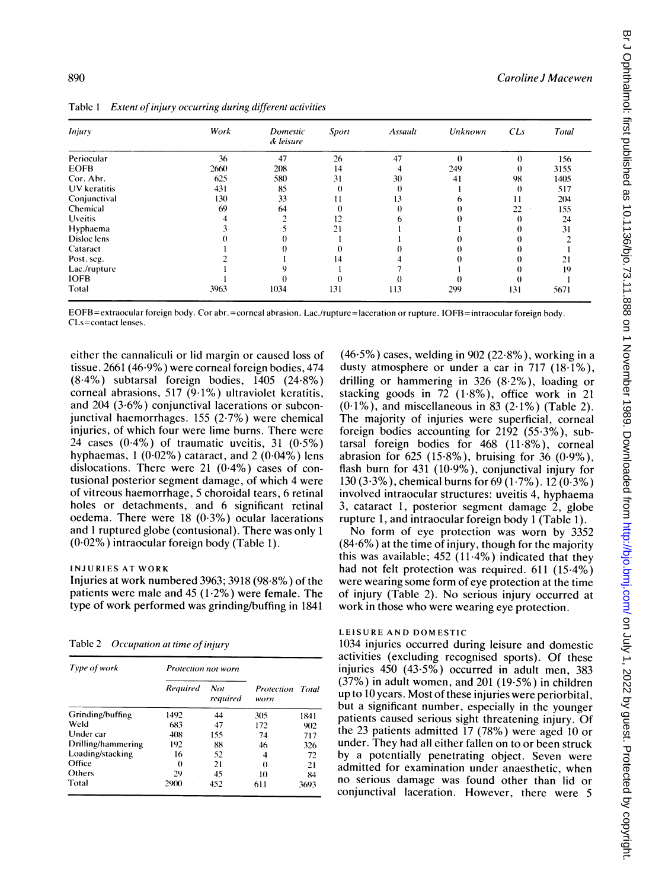Table 1 *Extent of injury occurring during different activities*

| Injury | Work | Domestic & leisure | Sport | Assault | Unknown | CLs | Total |
|---|---|---|---|---|---|---|---|
| Periocular | 36 | 47 | 26 | 47 | 0 | 0 | 156 |
| EOFB | 2660 | 208 | 14 | 4 | 249 | 0 | 3155 |
| Cor. Abr. | 625 | 580 | 31 | 30 | 41 | 98 | 1405 |
| UV keratitis | 431 | 85 | 0 | 0 | 1 | 0 | 517 |
| Conjunctival | 130 | 33 | 11 | 13 | 6 | 11 | 204 |
| Chemical | 69 | 64 | 0 | 0 | 0 | 22 | 155 |
| Uveitis | 4 | 2 | 12 | 6 | 0 | 0 | 24 |
| Hyphaema | 3 | 5 | 21 | 1 | 1 | 0 | 31 |
| Disloc lens | 0 | 0 | 1 | 1 | 0 | 0 | 2 |
| Cataract | 1 | 0 | 0 | 0 | 0 | 0 | 1 |
| Post. seg. | 2 | 1 | 14 | 4 | 0 | 0 | 21 |
| Lac./rupture | 1 | 9 | 1 | 7 | 1 | 0 | 19 |
| IOFB | 1 | 0 | 0 | 0 | 0 | 0 | 1 |
| Total | 3963 | 1034 | 131 | 113 | 299 | 131 | 5671 |

EOFB=extraocular foreign body. Cor abr.=corneal abrasion. Lac./rupture=laceration or rupture. IOFB=intraocular foreign body. CLs=contact lenses.

either the cannaliculi or lid margin or caused loss of tissue. 2661 (46·9%) were corneal foreign bodies, 474 (8·4%) subtarsal foreign bodies, 1405 (24·8%) corneal abrasions, 517 (9·1%) ultraviolet keratitis, and 204 (3·6%) conjunctival lacerations or subconjunctival haemorrhages. 155 (2·7%) were chemical injuries, of which four were lime burns. There were 24 cases (0·4%) of traumatic uveitis, 31 (0·5%) hyphaemas, 1 (0·02%) cataract, and 2 (0·04%) lens dislocations. There were 21 (0·4%) cases of contusional posterior segment damage, of which 4 were of vitreous haemorrhage, 5 choroidal tears, 6 retinal holes or detachments, and 6 significant retinal oedema. There were 18 (0·3%) ocular lacerations and 1 ruptured globe (contusional). There was only 1 (0·02%) intraocular foreign body (Table 1).

### INJURIES AT WORK

Injuries at work numbered 3963; 3918 (98·8%) of the patients were male and 45 (1·2%) were female. The type of work performed was grinding/buffing in 1841 (46·5%) cases, welding in 902 (22·8%), working in a dusty atmosphere or under a car in 717 (18·1%), drilling or hammering in 326 (8·2%), loading or stacking goods in 72 (1·8%), office work in 21 (0·1%), and miscellaneous in 83 (2·1%) (Table 2). The majority of injuries were superficial, corneal foreign bodies accounting for 2192 (55·3%), subtarsal foreign bodies for 468 (11·8%), corneal abrasion for 625 (15·8%), bruising for 36 (0·9%), flash burn for 431 (10·9%), conjunctival injury for 130 (3·3%), chemical burns for 69 (1·7%). 12 (0·3%) involved intraocular structures: uveitis 4, hyphaema 3, cataract 1, posterior segment damage 2, globe rupture 1, and intraocular foreign body 1 (Table 1).

No form of eye protection was worn by 3352 (84·6%) at the time of injury, though for the majority this was available; 452 (11·4%) indicated that they had not felt protection was required. 611 (15·4%) were wearing some form of eye protection at the time of injury (Table 2). No serious injury occurred at work in those who were wearing eye protection.

Table 2 *Occupation at time of injury*

| Type of work | Protection not worn | | Protection worn | Total |
|---|---|---|---|---|
| | Required | Not required | | |
| Grinding/buffing | 1492 | 44 | 305 | 1841 |
| Weld | 683 | 47 | 172 | 902 |
| Under car | 408 | 155 | 74 | 717 |
| Drilling/hammering | 192 | 88 | 46 | 326 |
| Loading/stacking | 16 | 52 | 4 | 72 |
| Office | 0 | 21 | 0 | 21 |
| Others | 29 | 45 | 10 | 84 |
| Total | 2900 | 452 | 611 | 3693 |

### LEISURE AND DOMESTIC

1034 injuries occurred during leisure and domestic activities (excluding recognised sports). Of these injuries 450 (43·5%) occurred in adult men, 383 (37%) in adult women, and 201 (19·5%) in children up to 10 years. Most of these injuries were periorbital, but a significant number, especially in the younger patients caused serious sight threatening injury. Of the 23 patients admitted 17 (78%) were aged 10 or under. They had all either fallen on to or been struck by a potentially penetrating object. Seven were admitted for examination under anaesthetic, when no serious damage was found other than lid or conjunctival laceration. However, there were 5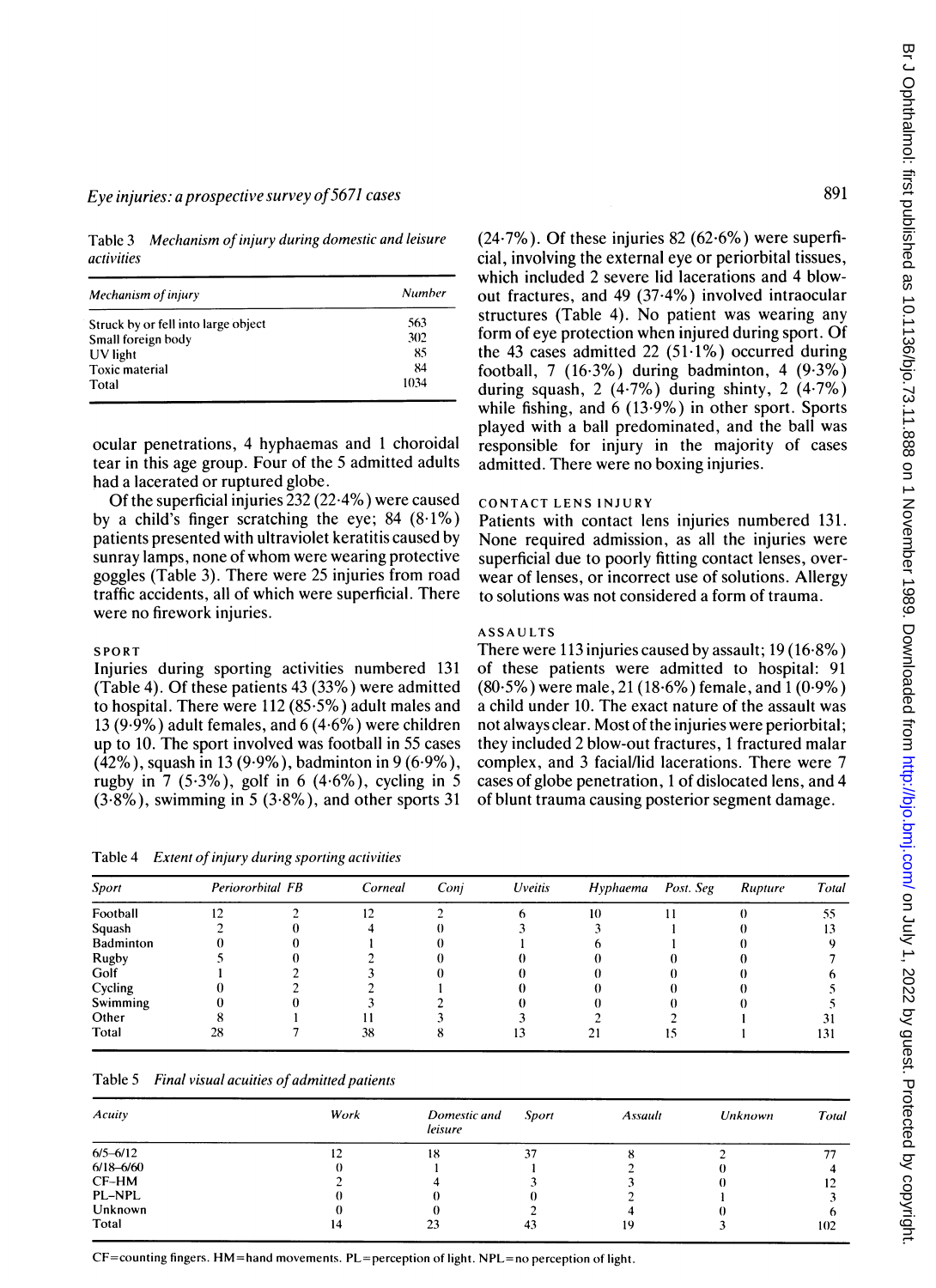Table 3 *Mechanism of injury during domestic and leisure activities*

| Mechanism of injury | Number |
|---|---|
| Struck by or fell into large object | 563 |
| Small foreign body | 302 |
| UV light | 85 |
| Toxic material | 84 |
| Total | 1034 |

ocular penetrations, 4 hyphaemas and 1 choroidal tear in this age group. Four of the 5 admitted adults had a lacerated or ruptured globe.

Of the superficial injuries 232 (22·4%) were caused by a child's finger scratching the eye; 84 (8·1%) patients presented with ultraviolet keratitis caused by sunray lamps, none of whom were wearing protective goggles (Table 3). There were 25 injuries from road traffic accidents, all of which were superficial. There were no firework injuries.

### SPORT

Injuries during sporting activities numbered 131 (Table 4). Of these patients 43 (33%) were admitted to hospital. There were 112 (85·5%) adult males and 13 (9·9%) adult females, and 6 (4·6%) were children up to 10. The sport involved was football in 55 cases (42%), squash in 13 (9·9%), badminton in 9 (6·9%), rugby in 7 (5·3%), golf in 6 (4·6%), cycling in 5 (3·8%), swimming in 5 (3·8%), and other sports 31 (24·7%). Of these injuries 82 (62·6%) were superficial, involving the external eye or periorbital tissues, which included 2 severe lid lacerations and 4 blow-out fractures, and 49 (37·4%) involved intraocular structures (Table 4). No patient was wearing any form of eye protection when injured during sport. Of the 43 cases admitted 22 (51·1%) occurred during football, 7 (16·3%) during badminton, 4 (9·3%) during squash, 2 (4·7%) during shinty, 2 (4·7%) while fishing, and 6 (13·9%) in other sport. Sports played with a ball predominated, and the ball was responsible for injury in the majority of cases admitted. There were no boxing injuries.

### CONTACT LENS INJURY

Patients with contact lens injuries numbered 131. None required admission, as all the injuries were superficial due to poorly fitting contact lenses, overwear of lenses, or incorrect use of solutions. Allergy to solutions was not considered a form of trauma.

### ASSAULTS

There were 113 injuries caused by assault; 19 (16·8%) of these patients were admitted to hospital: 91 (80·5%) were male, 21 (18·6%) female, and 1 (0·9%) a child under 10. The exact nature of the assault was not always clear. Most of the injuries were periorbital; they included 2 blow-out fractures, 1 fractured malar complex, and 3 facial/lid lacerations. There were 7 cases of globe penetration, 1 of dislocated lens, and 4 of blunt trauma causing posterior segment damage.

Table 4 *Extent of injury during sporting activities*

| Sport | Periororbital | FB | Corneal | Conj | Uveitis | Hyphaema | Post. Seg | Rupture | Total |
|---|---|---|---|---|---|---|---|---|---|
| Football | 12 | 2 | 12 | 2 | 6 | 10 | 11 | 0 | 55 |
| Squash | 2 | 0 | 4 | 0 | 3 | 3 | 1 | 0 | 13 |
| Badminton | 0 | 0 | 1 | 0 | 1 | 6 | 1 | 0 | 9 |
| Rugby | 5 | 0 | 2 | 0 | 0 | 0 | 0 | 0 | 7 |
| Golf | 1 | 2 | 3 | 0 | 0 | 0 | 0 | 0 | 6 |
| Cycling | 0 | 2 | 2 | 1 | 0 | 0 | 0 | 0 | 5 |
| Swimming | 0 | 0 | 3 | 2 | 0 | 0 | 0 | 0 | 5 |
| Other | 8 | 1 | 11 | 3 | 3 | 2 | 2 | 1 | 31 |
| Total | 28 | 7 | 38 | 8 | 13 | 21 | 15 | 1 | 131 |

Table 5 *Final visual acuities of admitted patients*

| Acuity | Work | Domestic and leisure | Sport | Assault | Unknown | Total |
|---|---|---|---|---|---|---|
| 6/5–6/12 | 12 | 18 | 37 | 8 | 2 | 77 |
| 6/18–6/60 | 0 | 1 | 1 | 2 | 0 | 4 |
| CF–HM | 2 | 4 | 3 | 3 | 0 | 12 |
| PL–NPL | 0 | 0 | 0 | 2 | 1 | 3 |
| Unknown | 0 | 0 | 2 | 4 | 0 | 6 |
| Total | 14 | 23 | 43 | 19 | 3 | 102 |

CF=counting fingers. HM=hand movements. PL=perception of light. NPL=no perception of light.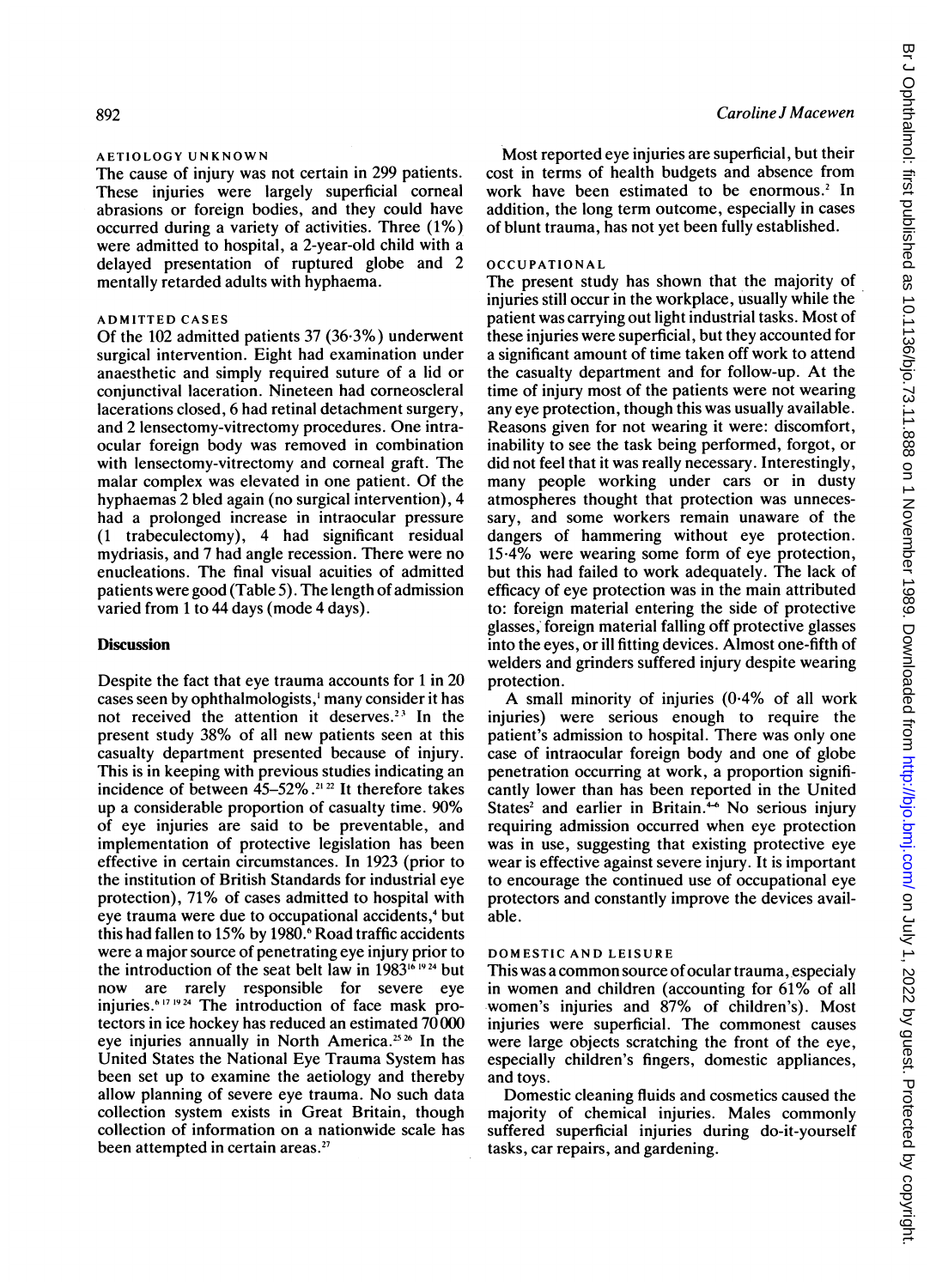### AETIOLOGY UNKNOWN

The cause of injury was not certain in 299 patients. These injuries were largely superficial corneal abrasions or foreign bodies, and they could have occurred during a variety of activities. Three (1%) were admitted to hospital, a 2-year-old child with a delayed presentation of ruptured globe and 2 mentally retarded adults with hyphaema.

### ADMITTED CASES

Of the 102 admitted patients 37 (36·3%) underwent surgical intervention. Eight had examination under anaesthetic and simply required suture of a lid or conjunctival laceration. Nineteen had corneoscleral lacerations closed, 6 had retinal detachment surgery, and 2 lensectomy-vitrectomy procedures. One intraocular foreign body was removed in combination with lensectomy-vitrectomy and corneal graft. The malar complex was elevated in one patient. Of the hyphaemas 2 bled again (no surgical intervention), 4 had a prolonged increase in intraocular pressure (1 trabeculectomy), 4 had significant residual mydriasis, and 7 had angle recession. There were no enucleations. The final visual acuities of admitted patients were good (Table 5). The length of admission varied from 1 to 44 days (mode 4 days).

## Discussion

Despite the fact that eye trauma accounts for 1 in 20 cases seen by ophthalmologists,[1] many consider it has not received the attention it deserves.[2,3] In the present study 38% of all new patients seen at this casualty department presented because of injury. This is in keeping with previous studies indicating an incidence of between 45–52%.[21,22] It therefore takes up a considerable proportion of casualty time. 90% of eye injuries are said to be preventable, and implementation of protective legislation has been effective in certain circumstances. In 1923 (prior to the institution of British Standards for industrial eye protection), 71% of cases admitted to hospital with eye trauma were due to occupational accidents,[4] but this had fallen to 15% by 1980.[6] Road traffic accidents were a major source of penetrating eye injury prior to the introduction of the seat belt law in 1983[16,19,24] but now are rarely responsible for severe eye injuries.[6,17,19,24] The introduction of face mask protectors in ice hockey has reduced an estimated 70 000 eye injuries annually in North America.[25,26] In the United States the National Eye Trauma System has been set up to examine the aetiology and thereby allow planning of severe eye trauma. No such data collection system exists in Great Britain, though collection of information on a nationwide scale has been attempted in certain areas.[27]

Most reported eye injuries are superficial, but their cost in terms of health budgets and absence from work have been estimated to be enormous.[2] In addition, the long term outcome, especially in cases of blunt trauma, has not yet been fully established.

### OCCUPATIONAL

The present study has shown that the majority of injuries still occur in the workplace, usually while the patient was carrying out light industrial tasks. Most of these injuries were superficial, but they accounted for a significant amount of time taken off work to attend the casualty department and for follow-up. At the time of injury most of the patients were not wearing any eye protection, though this was usually available. Reasons given for not wearing it were: discomfort, inability to see the task being performed, forgot, or did not feel that it was really necessary. Interestingly, many people working under cars or in dusty atmospheres thought that protection was unnecessary, and some workers remain unaware of the dangers of hammering without eye protection. 15·4% were wearing some form of eye protection, but this had failed to work adequately. The lack of efficacy of eye protection was in the main attributed to: foreign material entering the side of protective glasses, foreign material falling off protective glasses into the eyes, or ill fitting devices. Almost one-fifth of welders and grinders suffered injury despite wearing protection.

A small minority of injuries (0·4% of all work injuries) were serious enough to require the patient's admission to hospital. There was only one case of intraocular foreign body and one of globe penetration occurring at work, a proportion significantly lower than has been reported in the United States[2] and earlier in Britain.[4-6] No serious injury requiring admission occurred when eye protection was in use, suggesting that existing protective eye wear is effective against severe injury. It is important to encourage the continued use of occupational eye protectors and constantly improve the devices available.

### DOMESTIC AND LEISURE

This was a common source of ocular trauma, especialy in women and children (accounting for 61% of all women's injuries and 87% of children's). Most injuries were superficial. The commonest causes were large objects scratching the front of the eye, especially children's fingers, domestic appliances, and toys.

Domestic cleaning fluids and cosmetics caused the majority of chemical injuries. Males commonly suffered superficial injuries during do-it-yourself tasks, car repairs, and gardening.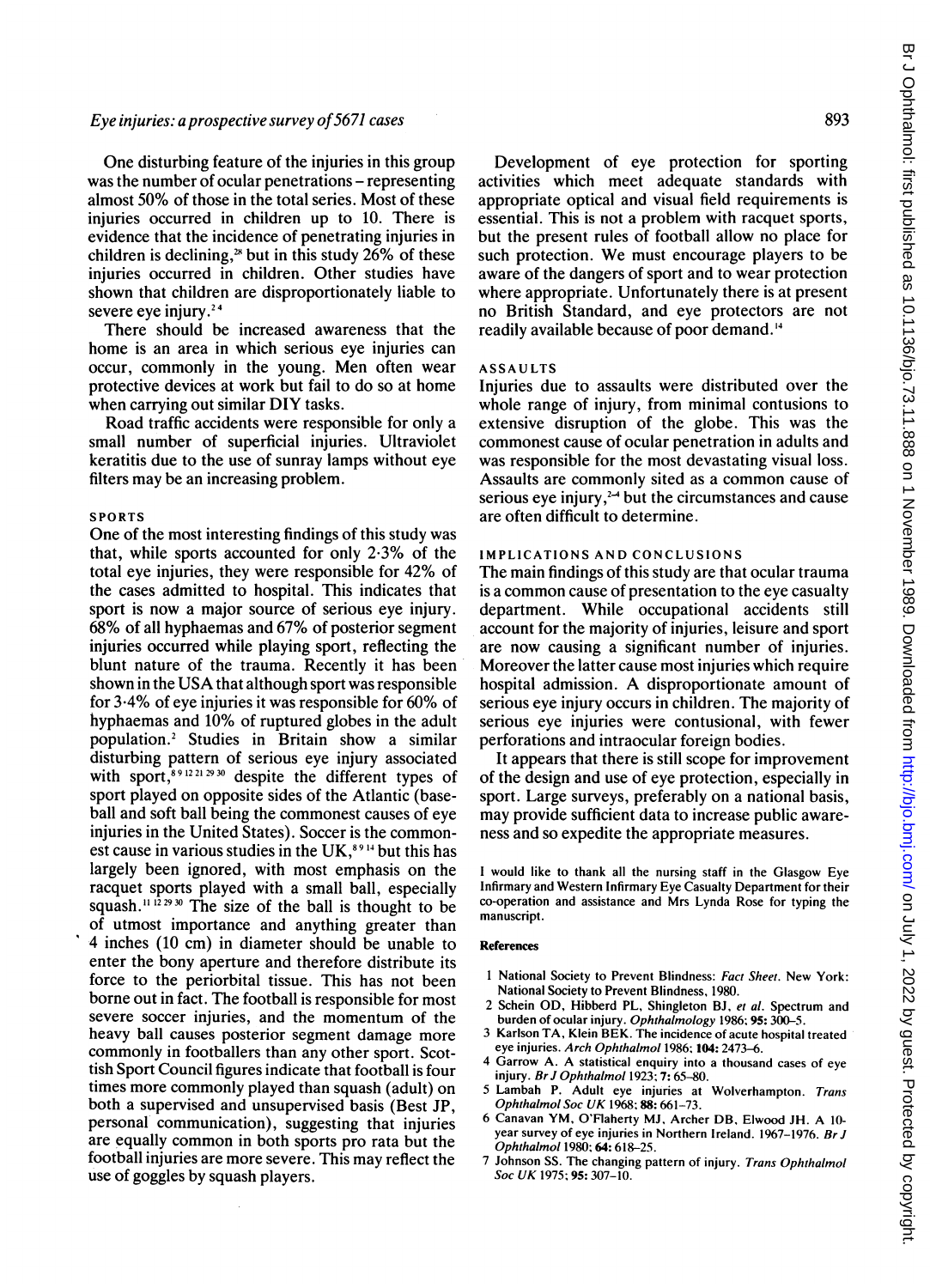One disturbing feature of the injuries in this group was the number of ocular penetrations – representing almost 50% of those in the total series. Most of these injuries occurred in children up to 10. There is evidence that the incidence of penetrating injuries in children is declining,[28] but in this study 26% of these injuries occurred in children. Other studies have shown that children are disproportionately liable to severe eye injury.[2 4]

There should be increased awareness that the home is an area in which serious eye injuries can occur, commonly in the young. Men often wear protective devices at work but fail to do so at home when carrying out similar DIY tasks.

Road traffic accidents were responsible for only a small number of superficial injuries. Ultraviolet keratitis due to the use of sunray lamps without eye filters may be an increasing problem.

### SPORTS

One of the most interesting findings of this study was that, while sports accounted for only 2·3% of the total eye injuries, they were responsible for 42% of the cases admitted to hospital. This indicates that sport is now a major source of serious eye injury. 68% of all hyphaemas and 67% of posterior segment injuries occurred while playing sport, reflecting the blunt nature of the trauma. Recently it has been shown in the USA that although sport was responsible for 3·4% of eye injuries it was responsible for 60% of hyphaemas and 10% of ruptured globes in the adult population.[2] Studies in Britain show a similar disturbing pattern of serious eye injury associated with sport,[8 9 12 21 29 30] despite the different types of sport played on opposite sides of the Atlantic (baseball and soft ball being the commonest causes of eye injuries in the United States). Soccer is the commonest cause in various studies in the UK,[8 9 14] but this has largely been ignored, with most emphasis on the racquet sports played with a small ball, especially squash.[11 12 29 30] The size of the ball is thought to be of utmost importance and anything greater than 4 inches (10 cm) in diameter should be unable to enter the bony aperture and therefore distribute its force to the periorbital tissue. This has not been borne out in fact. The football is responsible for most severe soccer injuries, and the momentum of the heavy ball causes posterior segment damage more commonly in footballers than any other sport. Scottish Sport Council figures indicate that football is four times more commonly played than squash (adult) on both a supervised and unsupervised basis (Best JP, personal communication), suggesting that injuries are equally common in both sports pro rata but the football injuries are more severe. This may reflect the use of goggles by squash players.

Development of eye protection for sporting activities which meet adequate standards with appropriate optical and visual field requirements is essential. This is not a problem with racquet sports, but the present rules of football allow no place for such protection. We must encourage players to be aware of the dangers of sport and to wear protection where appropriate. Unfortunately there is at present no British Standard, and eye protectors are not readily available because of poor demand.[14]

### ASSAULTS

Injuries due to assaults were distributed over the whole range of injury, from minimal contusions to extensive disruption of the globe. This was the commonest cause of ocular penetration in adults and was responsible for the most devastating visual loss. Assaults are commonly sited as a common cause of serious eye injury,[2-4] but the circumstances and cause are often difficult to determine.

### IMPLICATIONS AND CONCLUSIONS

The main findings of this study are that ocular trauma is a common cause of presentation to the eye casualty department. While occupational accidents still account for the majority of injuries, leisure and sport are now causing a significant number of injuries. Moreover the latter cause most injuries which require hospital admission. A disproportionate amount of serious eye injury occurs in children. The majority of serious eye injuries were contusional, with fewer perforations and intraocular foreign bodies.

It appears that there is still scope for improvement of the design and use of eye protection, especially in sport. Large surveys, preferably on a national basis, may provide sufficient data to increase public awareness and so expedite the appropriate measures.

I would like to thank all the nursing staff in the Glasgow Eye Infirmary and Western Infirmary Eye Casualty Department for their co-operation and assistance and Mrs Lynda Rose for typing the manuscript.

## References

1. National Society to Prevent Blindness: *Fact Sheet*. New York: National Society to Prevent Blindness, 1980.
2. Schein OD, Hibberd PL, Shingleton BJ, *et al*. Spectrum and burden of ocular injury. *Ophthalmology* 1986; **95:** 300–5.
3. Karlson TA, Klein BEK. The incidence of acute hospital treated eye injuries. *Arch Ophthalmol* 1986; **104:** 2473–6.
4. Garrow A. A statistical enquiry into a thousand cases of eye injury. *Br J Ophthalmol* 1923; **7:** 65–80.
5. Lambah P. Adult eye injuries at Wolverhampton. *Trans Ophthalmol Soc UK* 1968; **88:** 661–73.
6. Canavan YM, O'Flaherty MJ, Archer DB, Elwood JH. A 10-year survey of eye injuries in Northern Ireland. 1967–1976. *Br J Ophthalmol* 1980; **64:** 618–25.
7. Johnson SS. The changing pattern of injury. *Trans Ophthalmol Soc UK* 1975; **95:** 307–10.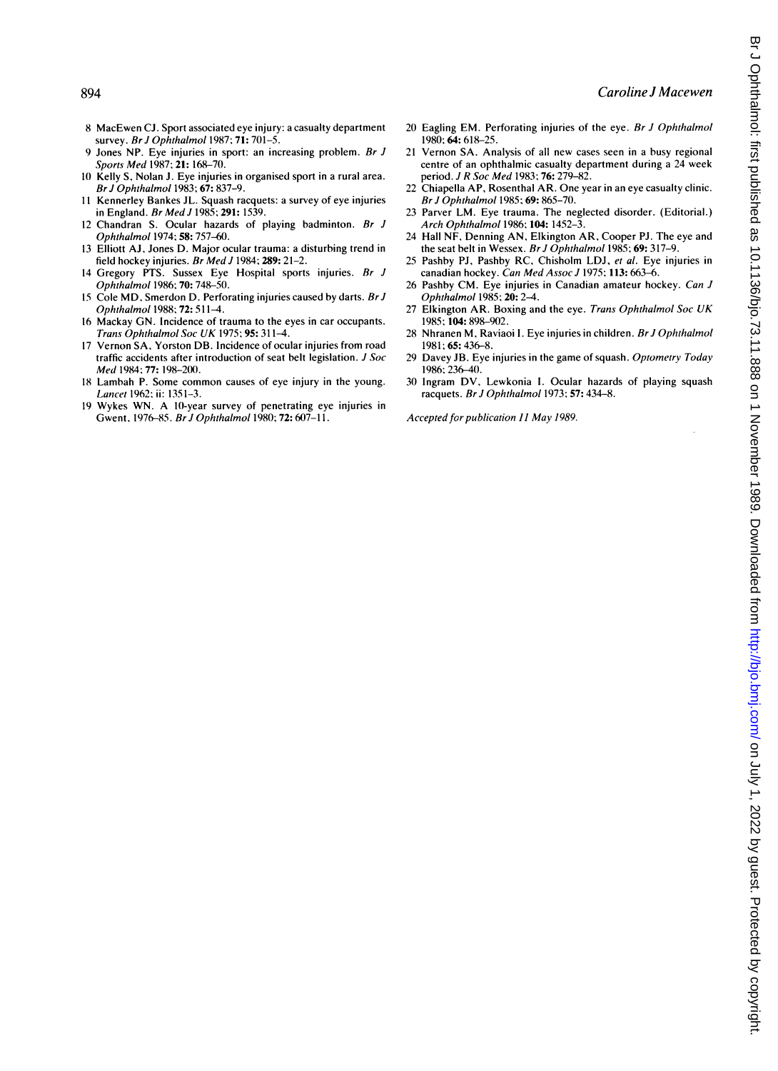8 MacEwen CJ. Sport associated eye injury: a casualty department survey. *Br J Ophthalmol* 1987; **71:** 701–5.

9 Jones NP. Eye injuries in sport: an increasing problem. *Br J Sports Med* 1987; **21:** 168–70.

10 Kelly S, Nolan J. Eye injuries in organised sport in a rural area. *Br J Ophthalmol* 1983; **67:** 837–9.

11 Kennerley Bankes JL. Squash racquets: a survey of eye injuries in England. *Br Med J* 1985; **291:** 1539.

12 Chandran S. Ocular hazards of playing badminton. *Br J Ophthalmol* 1974; **58:** 757–60.

13 Elliott AJ, Jones D. Major ocular trauma: a disturbing trend in field hockey injuries. *Br Med J* 1984; **289:** 21–2.

14 Gregory PTS. Sussex Eye Hospital sports injuries. *Br J Ophthalmol* 1986; **70:** 748–50.

15 Cole MD, Smerdon D. Perforating injuries caused by darts. *Br J Ophthalmol* 1988; **72:** 511–4.

16 Mackay GN. Incidence of trauma to the eyes in car occupants. *Trans Ophthalmol Soc UK* 1975; **95:** 311–4.

17 Vernon SA, Yorston DB. Incidence of ocular injuries from road traffic accidents after introduction of seat belt legislation. *J Soc Med* 1984; **77:** 198–200.

18 Lambah P. Some common causes of eye injury in the young. *Lancet* 1962; ii: 1351–3.

19 Wykes WN. A 10-year survey of penetrating eye injuries in Gwent, 1976–85. *Br J Ophthalmol* 1980; **72:** 607–11.

20 Eagling EM. Perforating injuries of the eye. *Br J Ophthalmol* 1980; **64:** 618–25.

21 Vernon SA. Analysis of all new cases seen in a busy regional centre of an ophthalmic casualty department during a 24 week period. *J R Soc Med* 1983; **76:** 279–82.

22 Chiapella AP, Rosenthal AR. One year in an eye casualty clinic. *Br J Ophthalmol* 1985; **69:** 865–70.

23 Parver LM. Eye trauma. The neglected disorder. (Editorial.) *Arch Ophthalmol* 1986; **104:** 1452–3.

24 Hall NF, Denning AN, Elkington AR, Cooper PJ. The eye and the seat belt in Wessex. *Br J Ophthalmol* 1985; **69:** 317–9.

25 Pashby PJ, Pashby RC, Chisholm LDJ, *et al.* Eye injuries in canadian hockey. *Can Med Assoc J* 1975; **113:** 663–6.

26 Pashby CM. Eye injuries in Canadian amateur hockey. *Can J Ophthalmol* 1985; **20:** 2–4.

27 Elkington AR. Boxing and the eye. *Trans Ophthalmol Soc UK* 1985; **104:** 898–902.

28 Nhranen M, Raviaoi I. Eye injuries in children. *Br J Ophthalmol* 1981; **65:** 436–8.

29 Davey JB. Eye injuries in the game of squash. *Optometry Today* 1986; 236–40.

30 Ingram DV, Lewkonia I. Ocular hazards of playing squash racquets. *Br J Ophthalmol* 1973; **57:** 434–8.

*Accepted for publication 11 May 1989.*